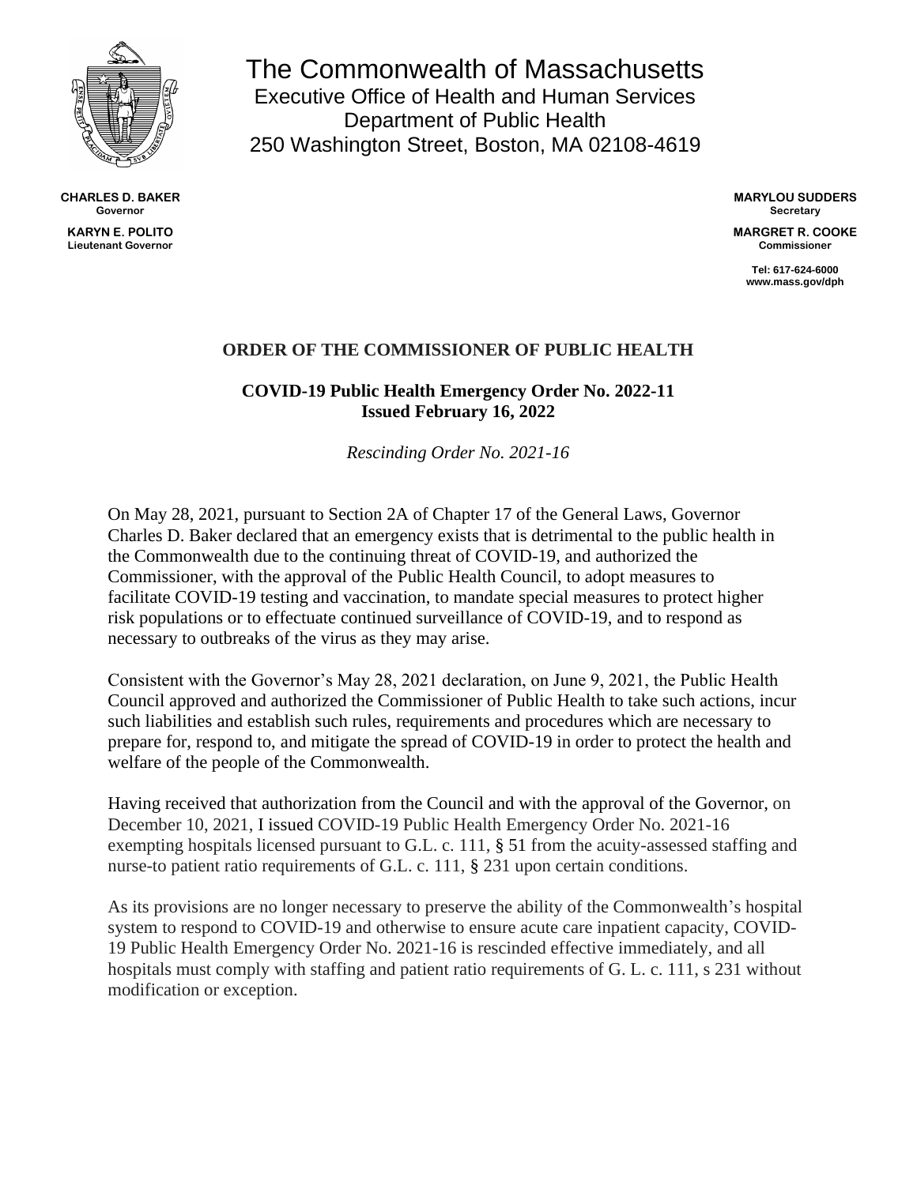# The Commonwealth of Massachusetts

Executive Office of Health and Human Services
Department of Public Health
250 Washington Street, Boston, MA 02108-4619

**CHARLES D. BAKER**
**Governor**

**KARYN E. POLITO**
**Lieutenant Governor**

**MARYLOU SUDDERS**
**Secretary**

**MARGRET R. COOKE**
**Commissioner**

**Tel: 617-624-6000**
**www.mass.gov/dph**

## ORDER OF THE COMMISSIONER OF PUBLIC HEALTH

### COVID-19 Public Health Emergency Order No. 2022-11
### Issued February 16, 2022

*Rescinding Order No. 2021-16*

On May 28, 2021, pursuant to Section 2A of Chapter 17 of the General Laws, Governor Charles D. Baker declared that an emergency exists that is detrimental to the public health in the Commonwealth due to the continuing threat of COVID-19, and authorized the Commissioner, with the approval of the Public Health Council, to adopt measures to facilitate COVID-19 testing and vaccination, to mandate special measures to protect higher risk populations or to effectuate continued surveillance of COVID-19, and to respond as necessary to outbreaks of the virus as they may arise.

Consistent with the Governor's May 28, 2021 declaration, on June 9, 2021, the Public Health Council approved and authorized the Commissioner of Public Health to take such actions, incur such liabilities and establish such rules, requirements and procedures which are necessary to prepare for, respond to, and mitigate the spread of COVID-19 in order to protect the health and welfare of the people of the Commonwealth.

Having received that authorization from the Council and with the approval of the Governor, on December 10, 2021, I issued COVID-19 Public Health Emergency Order No. 2021-16 exempting hospitals licensed pursuant to G.L. c. 111, § 51 from the acuity-assessed staffing and nurse-to patient ratio requirements of G.L. c. 111, § 231 upon certain conditions.

As its provisions are no longer necessary to preserve the ability of the Commonwealth's hospital system to respond to COVID-19 and otherwise to ensure acute care inpatient capacity, COVID-19 Public Health Emergency Order No. 2021-16 is rescinded effective immediately, and all hospitals must comply with staffing and patient ratio requirements of G. L. c. 111, s 231 without modification or exception.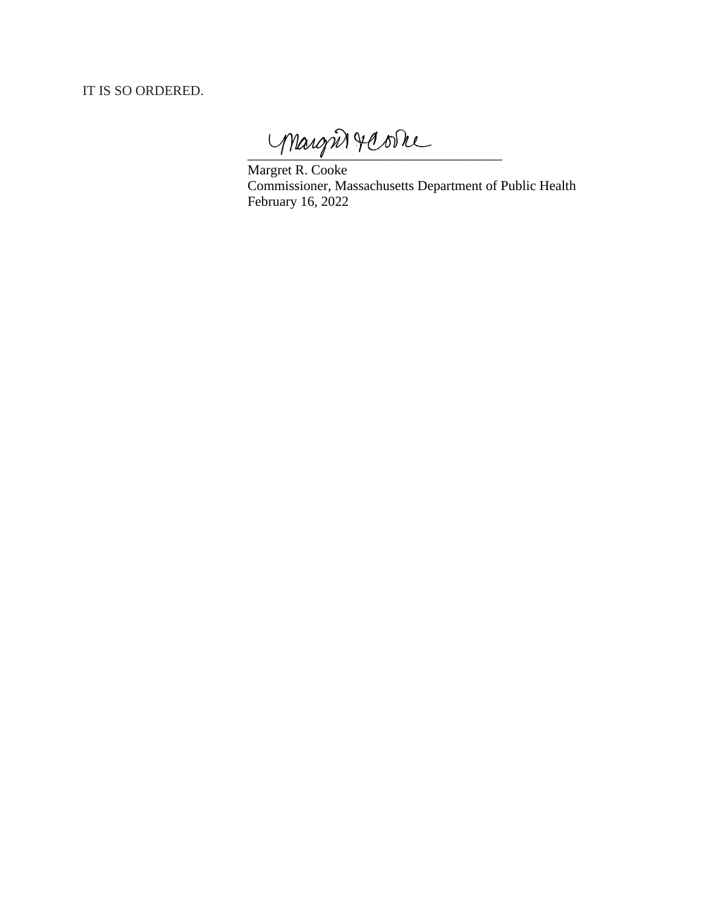IT IS SO ORDERED.

\_\_\_\_\_\_\_\_\_\_\_\_\_\_\_\_\_\_\_\_\_\_\_\_\_\_\_\_\_\_\_\_\_\_\_\_\_\_\_\_

Margret R. Cooke  
Commissioner, Massachusetts Department of Public Health  
February 16, 2022